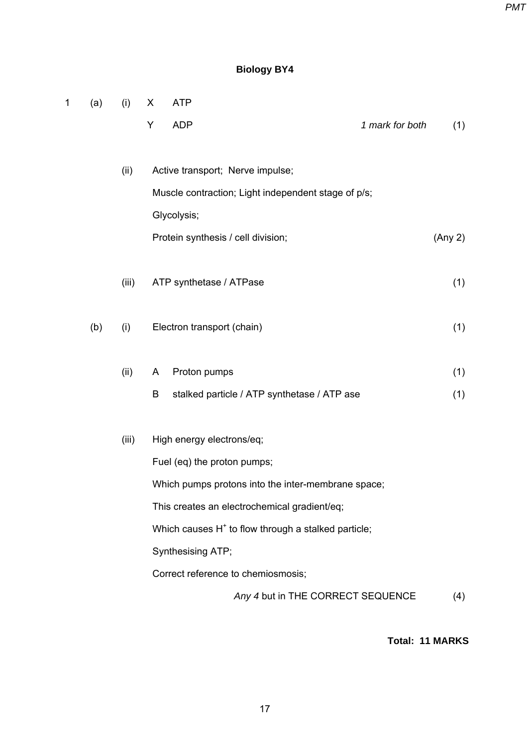**Biology BY4**

1 (a) (i) X ATP

Y ADP *1 mark for both* (1)

(ii) Active transport; Nerve impulse;

Muscle contraction; Light independent stage of p/s;

Glycolysis;

Protein synthesis / cell division; (Any 2)

(iii) ATP synthetase / ATPase (1)

(b) (i) Electron transport (chain) (1)

(ii) A Proton pumps (1)

B stalked particle / ATP synthetase / ATP ase (1)

(iii) High energy electrons/eq;

Fuel (eq) the proton pumps;

Which pumps protons into the inter-membrane space;

This creates an electrochemical gradient/eq;

Which causes $H^+$ to flow through a stalked particle;

Synthesising ATP;

Correct reference to chemiosmosis;

*Any 4* but in THE CORRECT SEQUENCE (4)

**Total: 11 MARKS**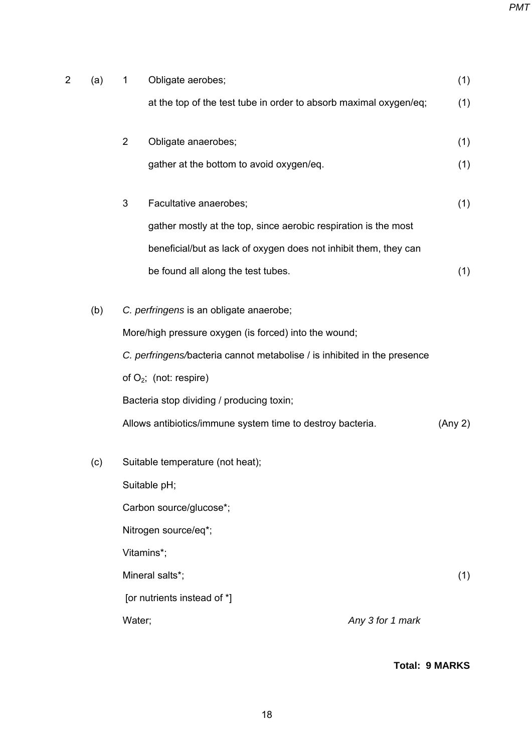2 (a) 1 Obligate aerobes; (1)

at the top of the test tube in order to absorb maximal oxygen/eq; (1)

2 Obligate anaerobes; (1)

gather at the bottom to avoid oxygen/eq. (1)

3 Facultative anaerobes; (1)

gather mostly at the top, since aerobic respiration is the most beneficial/but as lack of oxygen does not inhibit them, they can be found all along the test tubes. (1)

(b) *C. perfringens* is an obligate anaerobe;

More/high pressure oxygen (is forced) into the wound;

*C. perfringens/*bacteria cannot metabolise / is inhibited in the presence of $O_2$; (not: respire)

Bacteria stop dividing / producing toxin;

Allows antibiotics/immune system time to destroy bacteria. (Any 2)

(c) Suitable temperature (not heat);

Suitable pH;

Carbon source/glucose*;

Nitrogen source/eq*;

Vitamins*;

Mineral salts*; (1)

[or nutrients instead of *]

Water; *Any 3 for 1 mark*

**Total: 9 MARKS**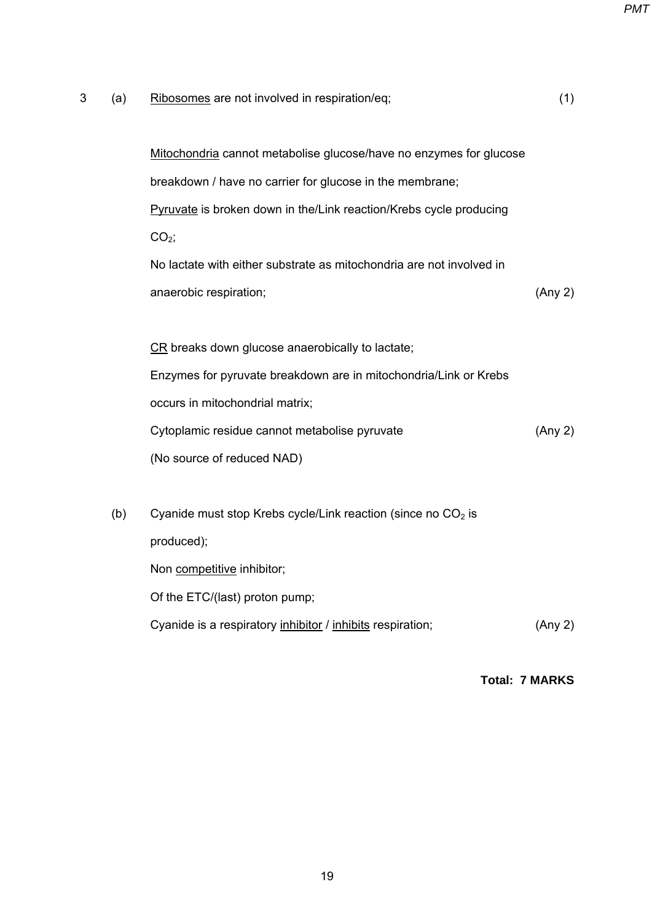3 (a) <u>Ribosomes</u> are not involved in respiration/eq; (1)

<u>Mitochondria</u> cannot metabolise glucose/have no enzymes for glucose breakdown / have no carrier for glucose in the membrane;
<u>Pyruvate</u> is broken down in the/Link reaction/Krebs cycle producing $CO_2$;
No lactate with either substrate as mitochondria are not involved in anaerobic respiration; (Any 2)

<u>CR</u> breaks down glucose anaerobically to lactate;
Enzymes for pyruvate breakdown are in mitochondria/Link or Krebs occurs in mitochondrial matrix;
Cytoplamic residue cannot metabolise pyruvate (Any 2)
(No source of reduced NAD)

(b) Cyanide must stop Krebs cycle/Link reaction (since no $CO_2$ is produced);
Non <u>competitive</u> inhibitor;
Of the ETC/(last) proton pump;
Cyanide is a respiratory <u>inhibitor</u> / <u>inhibits</u> respiration; (Any 2)

**Total: 7 MARKS**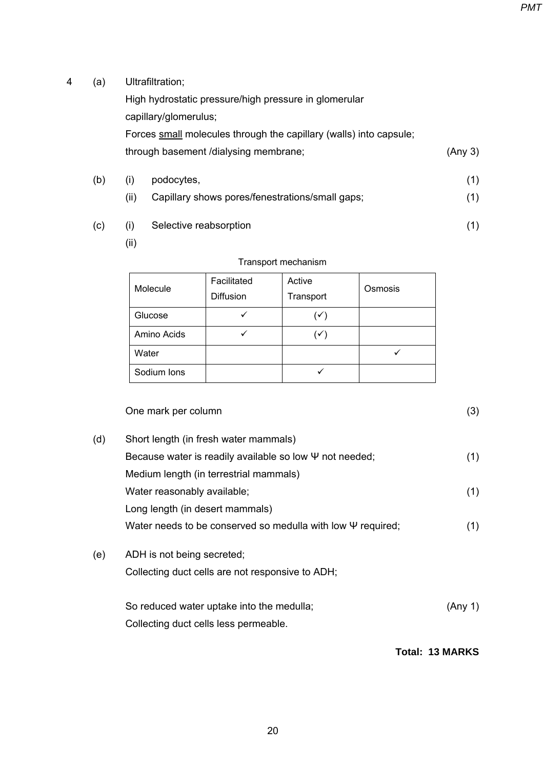4 (a) Ultrafiltration;

High hydrostatic pressure/high pressure in glomerular capillary/glomerulus;

Forces <u>small</u> molecules through the capillary (walls) into capsule;

through basement /dialysing membrane; (Any 3)

(b) (i) podocytes, (1)

(ii) Capillary shows pores/fenestrations/small gaps; (1)

(c) (i) Selective reabsorption (1)

(ii)

Transport mechanism

| Molecule | Facilitated Diffusion | Active Transport | Osmosis |
|---|---|---|---|
| Glucose | ✓ | (✓) | |
| Amino Acids | ✓ | (✓) | |
| Water | | | ✓ |
| Sodium Ions | | ✓ | |

One mark per column (3)

(d) Short length (in fresh water mammals)

Because water is readily available so low Ψ not needed; (1)

Medium length (in terrestrial mammals)

Water reasonably available; (1)

Long length (in desert mammals)

Water needs to be conserved so medulla with low Ψ required; (1)

(e) ADH is not being secreted;

Collecting duct cells are not responsive to ADH;

So reduced water uptake into the medulla; (Any 1)

Collecting duct cells less permeable.

**Total: 13 MARKS**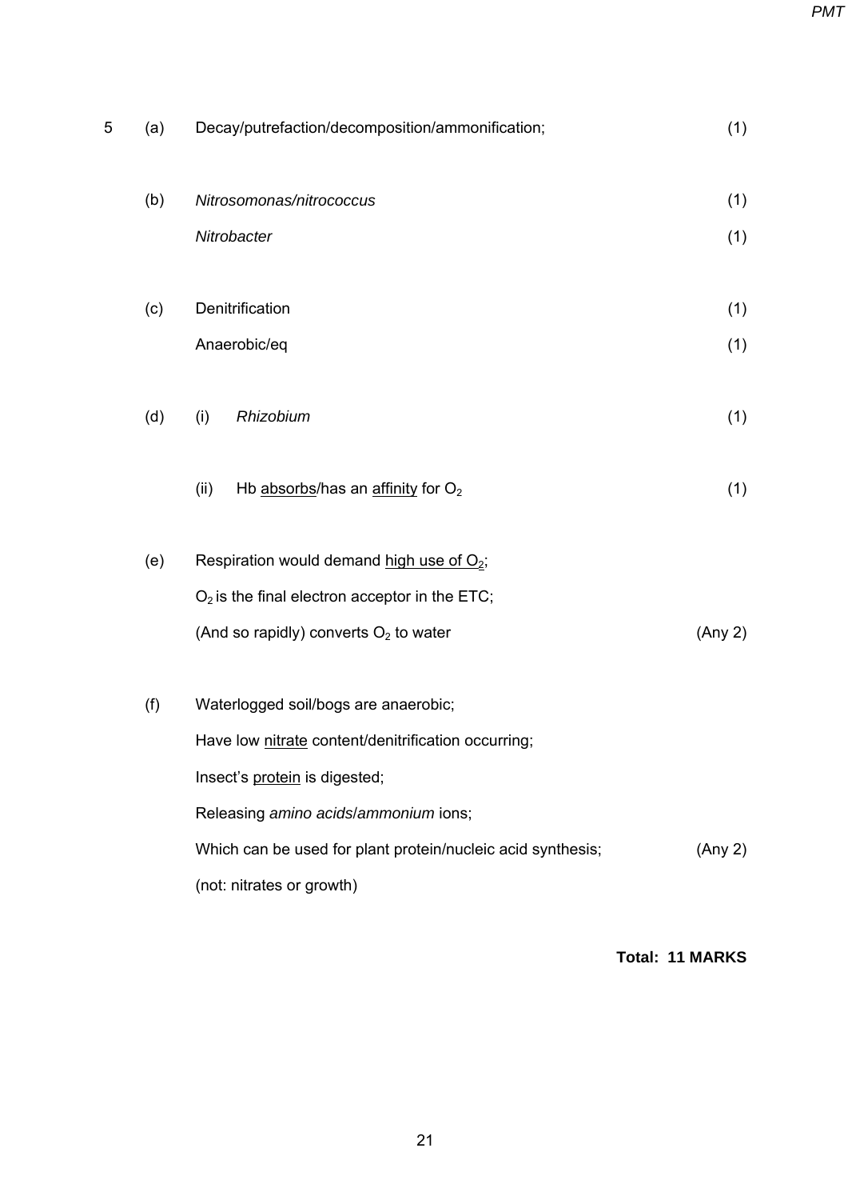| | | | |
|---|---|---|---|
| 5 | (a) | Decay/putrefaction/decomposition/ammonification; | (1) |
| | (b) | *Nitrosomonas/nitrococcus* | (1) |
| | | *Nitrobacter* | (1) |
| | (c) | Denitrification | (1) |
| | | Anaerobic/eq | (1) |
| | (d) | (i) *Rhizobium* | (1) |
| | | (ii) Hb <u>absorbs</u>/has an <u>affinity</u> for $O_2$ | (1) |
| | (e) | Respiration would demand <u>high use of $O_2$</u>; | |
| | | $O_2$ is the final electron acceptor in the ETC; | |
| | | (And so rapidly) converts $O_2$ to water | (Any 2) |
| | (f) | Waterlogged soil/bogs are anaerobic; | |
| | | Have low <u>nitrate</u> content/denitrification occurring; | |
| | | Insect's <u>protein</u> is digested; | |
| | | Releasing *amino acids*/*ammonium* ions; | |
| | | Which can be used for plant protein/nucleic acid synthesis; | (Any 2) |
| | | (not: nitrates or growth) | |

**Total: 11 MARKS**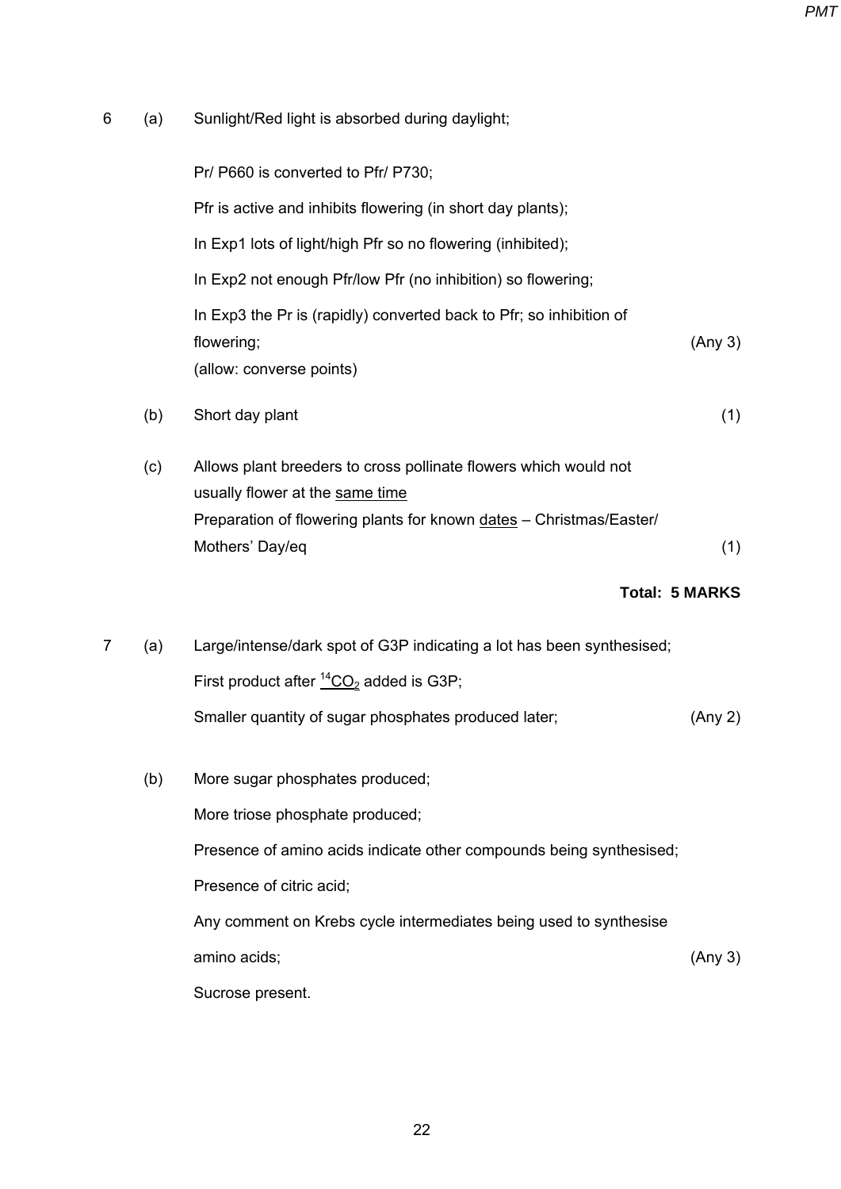6 (a) Sunlight/Red light is absorbed during daylight;

Pr/ P660 is converted to Pfr/ P730;

Pfr is active and inhibits flowering (in short day plants);

In Exp1 lots of light/high Pfr so no flowering (inhibited);

In Exp2 not enough Pfr/low Pfr (no inhibition) so flowering;

In Exp3 the Pr is (rapidly) converted back to Pfr; so inhibition of flowering; (Any 3)

(allow: converse points)

(b) Short day plant (1)

(c) Allows plant breeders to cross pollinate flowers which would not usually flower at the <u>same time</u>

Preparation of flowering plants for known <u>dates</u> – Christmas/Easter/ Mothers' Day/eq (1)

**Total: 5 MARKS**

7 (a) Large/intense/dark spot of G3P indicating a lot has been synthesised;

First product after <u>$^{14}CO_2$</u> added is G3P;

Smaller quantity of sugar phosphates produced later; (Any 2)

(b) More sugar phosphates produced;

More triose phosphate produced;

Presence of amino acids indicate other compounds being synthesised;

Presence of citric acid;

Any comment on Krebs cycle intermediates being used to synthesise amino acids; (Any 3)

Sucrose present.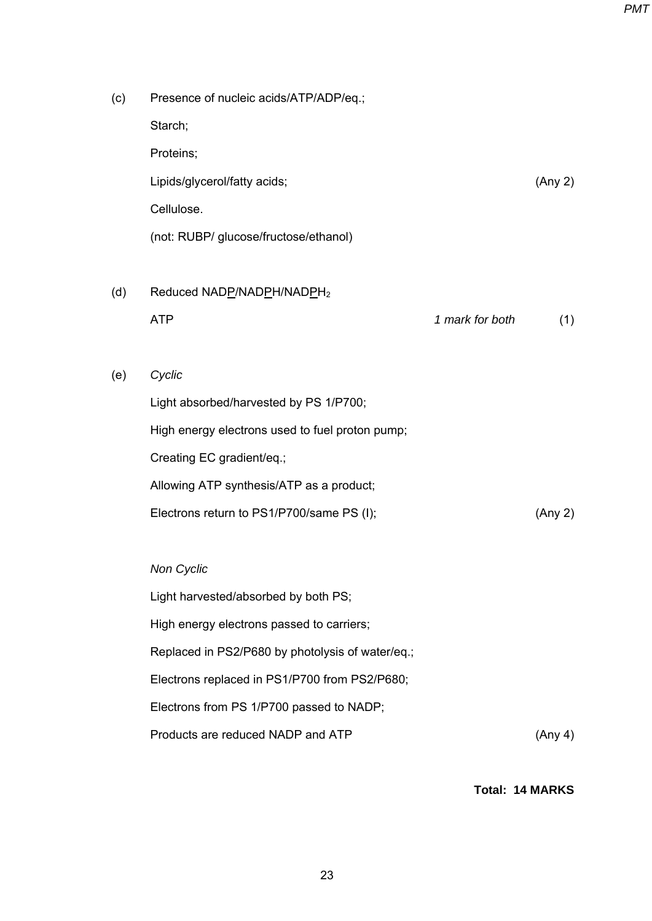(c) Presence of nucleic acids/ATP/ADP/eq.;

Starch;

Proteins;

Lipids/glycerol/fatty acids; (Any 2)

Cellulose.

(not: RUBP/ glucose/fructose/ethanol)

(d) Reduced NADP/NADPH/NADP$H_2$

ATP *1 mark for both* (1)

(e) *Cyclic*

Light absorbed/harvested by PS 1/P700;

High energy electrons used to fuel proton pump;

Creating EC gradient/eq.;

Allowing ATP synthesis/ATP as a product;

Electrons return to PS1/P700/same PS (I); (Any 2)

*Non Cyclic*

Light harvested/absorbed by both PS;

High energy electrons passed to carriers;

Replaced in PS2/P680 by photolysis of water/eq.;

Electrons replaced in PS1/P700 from PS2/P680;

Electrons from PS 1/P700 passed to NADP;

Products are reduced NADP and ATP (Any 4)

**Total: 14 MARKS**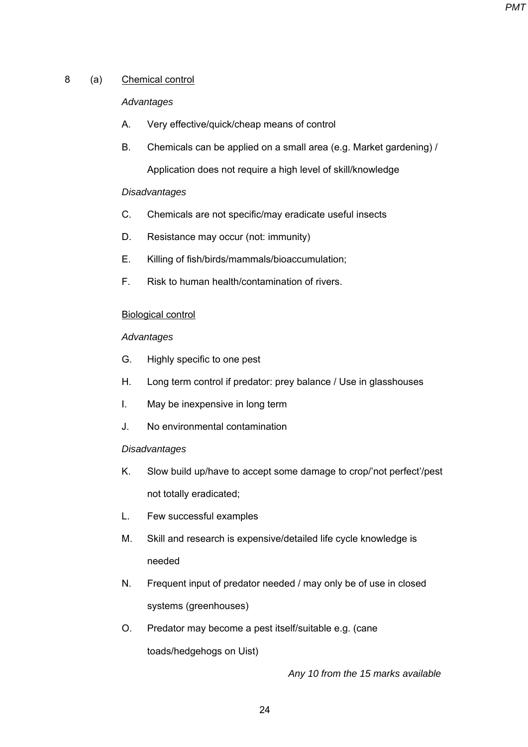8 (a) <u>Chemical control</u>

*Advantages*

A. Very effective/quick/cheap means of control

B. Chemicals can be applied on a small area (e.g. Market gardening) / Application does not require a high level of skill/knowledge

*Disadvantages*

C. Chemicals are not specific/may eradicate useful insects

D. Resistance may occur (not: immunity)

E. Killing of fish/birds/mammals/bioaccumulation;

F. Risk to human health/contamination of rivers.

<u>Biological control</u>

*Advantages*

G. Highly specific to one pest

H. Long term control if predator: prey balance / Use in glasshouses

I. May be inexpensive in long term

J. No environmental contamination

*Disadvantages*

K. Slow build up/have to accept some damage to crop/'not perfect'/pest not totally eradicated;

L. Few successful examples

M. Skill and research is expensive/detailed life cycle knowledge is needed

N. Frequent input of predator needed / may only be of use in closed systems (greenhouses)

O. Predator may become a pest itself/suitable e.g. (cane toads/hedgehogs on Uist)

*Any 10 from the 15 marks available*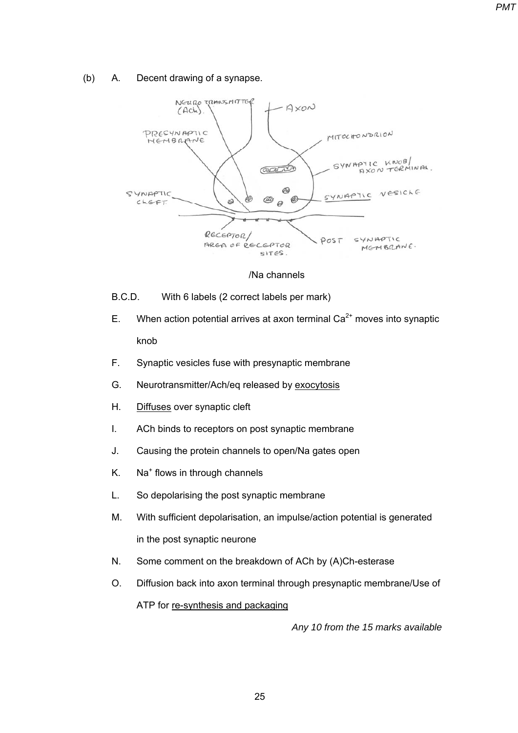(b) A. Decent drawing of a synapse.

NEURO TRANSMITTER (Ach).

AXON

PRESYNAPTIC MEMBRANE

MITOCHONDRION

SYNAPTIC KNOB/ AXON TERMINAL.

SYNAPTIC CLEFT.

SYNAPTIC VESICLE

RECEPTOR/ AREA OF RECEPTOR SITES.

POST SYNAPTIC MEMBRANE.

/Na channels

B.C.D. With 6 labels (2 correct labels per mark)

E. When action potential arrives at axon terminal $Ca^{2+}$ moves into synaptic knob

F. Synaptic vesicles fuse with presynaptic membrane

G. Neurotransmitter/Ach/eq released by exocytosis

H. Diffuses over synaptic cleft

I. ACh binds to receptors on post synaptic membrane

J. Causing the protein channels to open/Na gates open

K. $Na^{+}$ flows in through channels

L. So depolarising the post synaptic membrane

M. With sufficient depolarisation, an impulse/action potential is generated in the post synaptic neurone

N. Some comment on the breakdown of ACh by (A)Ch-esterase

O. Diffusion back into axon terminal through presynaptic membrane/Use of ATP for re-synthesis and packaging

*Any 10 from the 15 marks available*